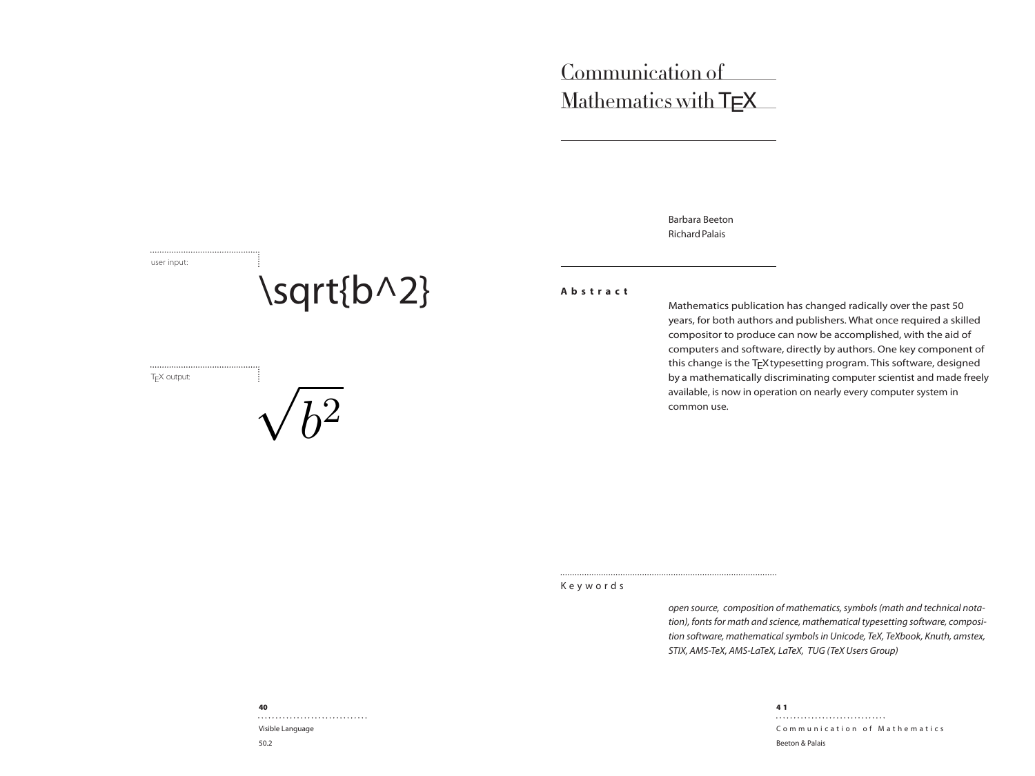# Communication of Mathematics with TEX

Barbara Beeton
Richard Palais

user input:

```
\sqrt{b^2}
```

TEX output:

$$\sqrt{b^2}$$

**Abstract**

Mathematics publication has changed radically over the past 50 years, for both authors and publishers. What once required a skilled compositor to produce can now be accomplished, with the aid of computers and software, directly by authors. One key component of this change is the TEX typesetting program. This software, designed by a mathematically discriminating computer scientist and made freely available, is now in operation on nearly every computer system in common use.

Keywords

*open source, composition of mathematics, symbols (math and technical notation), fonts for math and science, mathematical typesetting software, composition software, mathematical symbols in Unicode, TeX, TeXbook, Knuth, amstex, STIX, AMS-TeX, AMS-LaTeX, LaTeX, TUG (TeX Users Group)*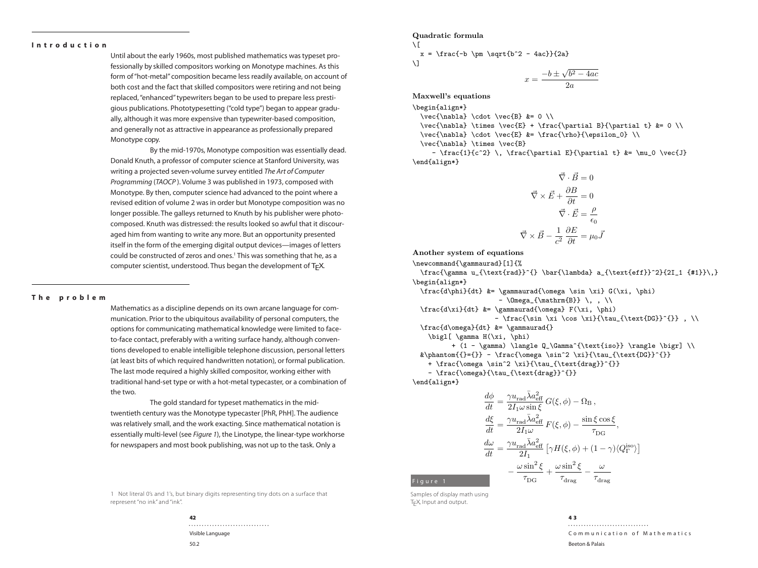## Introduction

Until about the early 1960s, most published mathematics was typeset professionally by skilled compositors working on Monotype machines. As this form of "hot-metal" composition became less readily available, on account of both cost and the fact that skilled compositors were retiring and not being replaced, "enhanced" typewriters began to be used to prepare less prestigious publications. Phototypesetting ("cold type") began to appear gradually, although it was more expensive than typewriter-based composition, and generally not as attractive in appearance as professionally prepared Monotype copy.

By the mid-1970s, Monotype composition was essentially dead. Donald Knuth, a professor of computer science at Stanford University, was writing a projected seven-volume survey entitled *The Art of Computer Programming* (*TAOCP*). Volume 3 was published in 1973, composed with Monotype. By then, computer science had advanced to the point where a revised edition of volume 2 was in order but Monotype composition was no longer possible. The galleys returned to Knuth by his publisher were photocomposed. Knuth was distressed: the results looked so awful that it discouraged him from wanting to write any more. But an opportunity presented itself in the form of the emerging digital output devices—images of letters could be constructed of zeros and ones.[1] This was something that he, as a computer scientist, understood. Thus began the development of TEX.

## The problem

Mathematics as a discipline depends on its own arcane language for communication. Prior to the ubiquitous availability of personal computers, the options for communicating mathematical knowledge were limited to face-to-face contact, preferably with a writing surface handy, although conventions developed to enable intelligible telephone discussion, personal letters (at least bits of which required handwritten notation), or formal publication. The last mode required a highly skilled compositor, working either with traditional hand-set type or with a hot-metal typecaster, or a combination of the two.

The gold standard for typeset mathematics in the mid-twentieth century was the Monotype typecaster [PhR, PhH]. The audience was relatively small, and the work exacting. Since mathematical notation is essentially multi-level (see *Figure 1*), the Linotype, the linear-type workhorse for newspapers and most book publishing, was not up to the task. Only a

1 Not literal 0's and 1's, but binary digits representing tiny dots on a surface that represent "no ink" and "ink".

**Quadratic formula**

```
\[
  x = \frac{-b \pm \sqrt{b^2 - 4ac}}{2a}
\]
```

$$x = \frac{-b \pm \sqrt{b^2 - 4ac}}{2a}$$

**Maxwell's equations**

```
\begin{align*}
  \vec{\nabla} \cdot \vec{B} &= 0 \\
  \vec{\nabla} \times \vec{E} + \frac{\partial B}{\partial t} &= 0 \\
  \vec{\nabla} \cdot \vec{E} &= \frac{\rho}{\epsilon_0} \\
  \vec{\nabla} \times \vec{B}
     - \frac{1}{c^2} \, \frac{\partial E}{\partial t} &= \mu_0 \vec{J}
\end{align*}
```

$$\begin{aligned}
\vec{\nabla} \cdot \vec{B} &= 0 \\
\vec{\nabla} \times \vec{E} + \frac{\partial B}{\partial t} &= 0 \\
\vec{\nabla} \cdot \vec{E} &= \frac{\rho}{\epsilon_0} \\
\vec{\nabla} \times \vec{B} - \frac{1}{c^2} \, \frac{\partial E}{\partial t} &= \mu_0 \vec{J}
\end{aligned}$$

**Another system of equations**

```
\newcommand{\gammaurad}[1]{%
  \frac{\gamma u_{\text{rad}}^{} \bar{\lambda} a_{\text{eff}}^2}{2I_1 {#1}}\,}
\begin{align*}
  \frac{d\phi}{dt} &= \gammaurad{\omega \sin \xi} G(\xi, \phi)
                   - \Omega_{\mathrm{B}} \, , \\
  \frac{d\xi}{dt} &= \gammaurad{\omega} F(\xi, \phi)
                 - \frac{\sin \xi \cos \xi}{\tau_{\text{DG}}^{}} , \\
  \frac{d\omega}{dt} &= \gammaurad{}
    \bigl[ \gamma H(\xi, \phi)
         + (1 - \gamma) \langle Q_\Gamma^{\text{iso}} \rangle \bigr] \\
  &\phantom{{}={}} - \frac{\omega \sin^2 \xi}{\tau_{\text{DG}}^{}}
    + \frac{\omega \sin^2 \xi}{\tau_{\text{drag}}^{}}
    - \frac{\omega}{\tau_{\text{drag}}^{}}
\end{align*}
```

$$\begin{aligned}
\frac{d\phi}{dt} &= \frac{\gamma u_{\text{rad}} \bar{\lambda} a_{\text{eff}}^2}{2I_1 \omega \sin \xi} \, G(\xi, \phi) - \Omega_{\mathrm{B}} \, , \\
\frac{d\xi}{dt} &= \frac{\gamma u_{\text{rad}} \bar{\lambda} a_{\text{eff}}^2}{2I_1 \omega} \, F(\xi, \phi) - \frac{\sin \xi \cos \xi}{\tau_{\text{DG}}} , \\
\frac{d\omega}{dt} &= \frac{\gamma u_{\text{rad}} \bar{\lambda} a_{\text{eff}}^2}{2I_1} \, \bigl[ \gamma H(\xi, \phi) + (1 - \gamma) \langle Q_\Gamma^{\text{iso}} \rangle \bigr] \\
&\phantom{{}={}} - \frac{\omega \sin^2 \xi}{\tau_{\text{DG}}} + \frac{\omega \sin^2 \xi}{\tau_{\text{drag}}} - \frac{\omega}{\tau_{\text{drag}}}
\end{aligned}$$

Figure 1

Samples of display math using TEX. Input and output.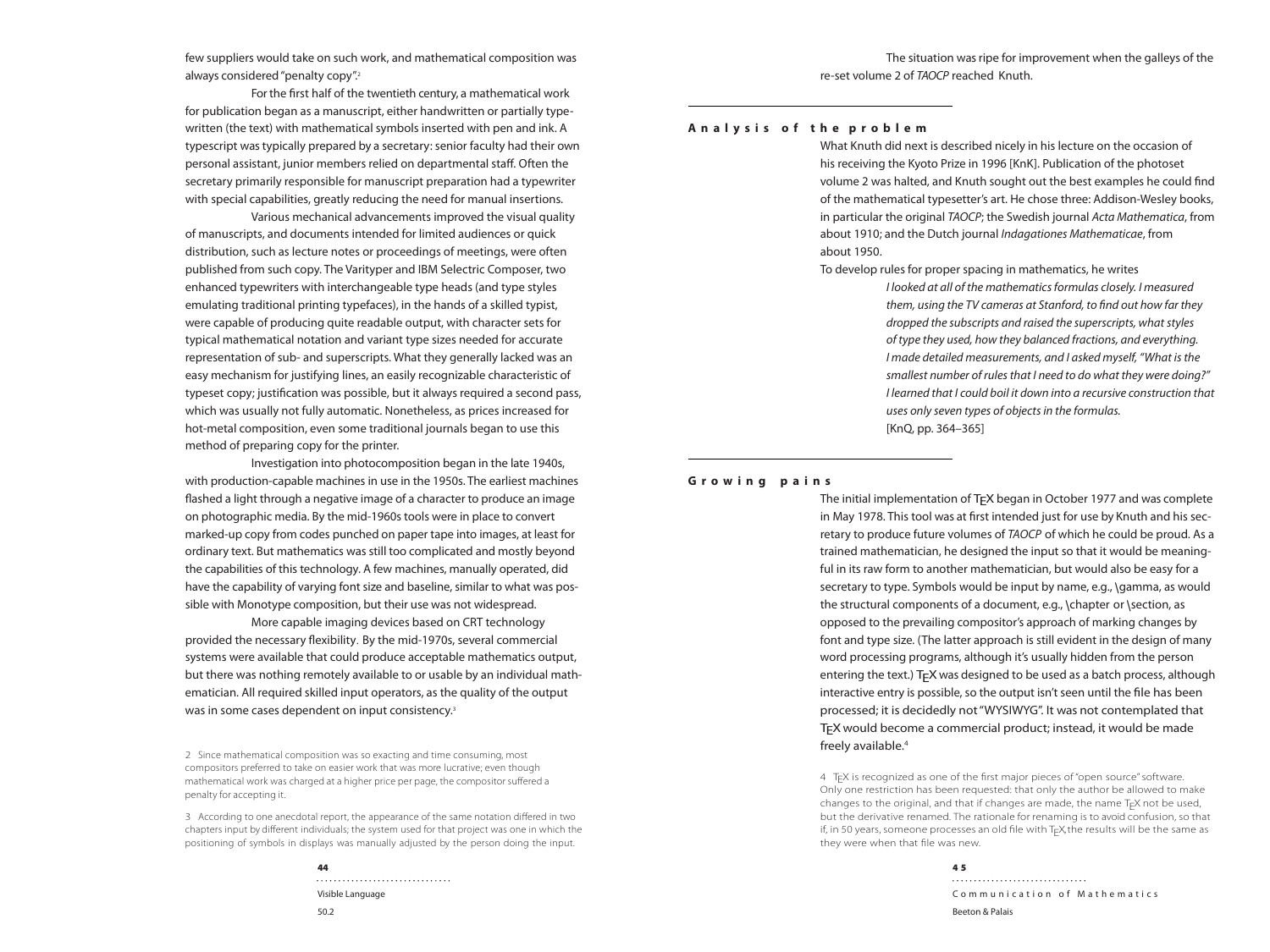few suppliers would take on such work, and mathematical composition was always considered "penalty copy".[2]

For the first half of the twentieth century, a mathematical work for publication began as a manuscript, either handwritten or partially typewritten (the text) with mathematical symbols inserted with pen and ink. A typescript was typically prepared by a secretary: senior faculty had their own personal assistant, junior members relied on departmental staff. Often the secretary primarily responsible for manuscript preparation had a typewriter with special capabilities, greatly reducing the need for manual insertions.

Various mechanical advancements improved the visual quality of manuscripts, and documents intended for limited audiences or quick distribution, such as lecture notes or proceedings of meetings, were often published from such copy. The Varityper and IBM Selectric Composer, two enhanced typewriters with interchangeable type heads (and type styles emulating traditional printing typefaces), in the hands of a skilled typist, were capable of producing quite readable output, with character sets for typical mathematical notation and variant type sizes needed for accurate representation of sub- and superscripts. What they generally lacked was an easy mechanism for justifying lines, an easily recognizable characteristic of typeset copy; justification was possible, but it always required a second pass, which was usually not fully automatic. Nonetheless, as prices increased for hot-metal composition, even some traditional journals began to use this method of preparing copy for the printer.

Investigation into photocomposition began in the late 1940s, with production-capable machines in use in the 1950s. The earliest machines flashed a light through a negative image of a character to produce an image on photographic media. By the mid-1960s tools were in place to convert marked-up copy from codes punched on paper tape into images, at least for ordinary text. But mathematics was still too complicated and mostly beyond the capabilities of this technology. A few machines, manually operated, did have the capability of varying font size and baseline, similar to what was possible with Monotype composition, but their use was not widespread.

More capable imaging devices based on CRT technology provided the necessary flexibility. By the mid-1970s, several commercial systems were available that could produce acceptable mathematics output, but there was nothing remotely available to or usable by an individual mathematician. All required skilled input operators, as the quality of the output was in some cases dependent on input consistency.[3]

2 Since mathematical composition was so exacting and time consuming, most compositors preferred to take on easier work that was more lucrative; even though mathematical work was charged at a higher price per page, the compositor suffered a penalty for accepting it.

3 According to one anecdotal report, the appearance of the same notation differed in two chapters input by different individuals; the system used for that project was one in which the positioning of symbols in displays was manually adjusted by the person doing the input.

The situation was ripe for improvement when the galleys of the re-set volume 2 of *TAOCP* reached Knuth.

## Analysis of the problem

What Knuth did next is described nicely in his lecture on the occasion of his receiving the Kyoto Prize in 1996 [KnK]. Publication of the photoset volume 2 was halted, and Knuth sought out the best examples he could find of the mathematical typesetter's art. He chose three: Addison-Wesley books, in particular the original *TAOCP*; the Swedish journal *Acta Mathematica*, from about 1910; and the Dutch journal *Indagationes Mathematicae*, from about 1950.

To develop rules for proper spacing in mathematics, he writes

> *I looked at all of the mathematics formulas closely. I measured them, using the TV cameras at Stanford, to find out how far they dropped the subscripts and raised the superscripts, what styles of type they used, how they balanced fractions, and everything. I made detailed measurements, and I asked myself, "What is the smallest number of rules that I need to do what they were doing?" I learned that I could boil it down into a recursive construction that uses only seven types of objects in the formulas.*
> [KnQ, pp. 364–365]

## Growing pains

The initial implementation of TEX began in October 1977 and was complete in May 1978. This tool was at first intended just for use by Knuth and his secretary to produce future volumes of *TAOCP* of which he could be proud. As a trained mathematician, he designed the input so that it would be meaningful in its raw form to another mathematician, but would also be easy for a secretary to type. Symbols would be input by name, e.g., \gamma, as would the structural components of a document, e.g., \chapter or \section, as opposed to the prevailing compositor's approach of marking changes by font and type size. (The latter approach is still evident in the design of many word processing programs, although it's usually hidden from the person entering the text.) TEX was designed to be used as a batch process, although interactive entry is possible, so the output isn't seen until the file has been processed; it is decidedly not "WYSIWYG". It was not contemplated that TEX would become a commercial product; instead, it would be made freely available.[4]

4 TEX is recognized as one of the first major pieces of "open source" software. Only one restriction has been requested: that only the author be allowed to make changes to the original, and that if changes are made, the name TEX not be used, but the derivative renamed. The rationale for renaming is to avoid confusion, so that if, in 50 years, someone processes an old file with TEX, the results will be the same as they were when that file was new.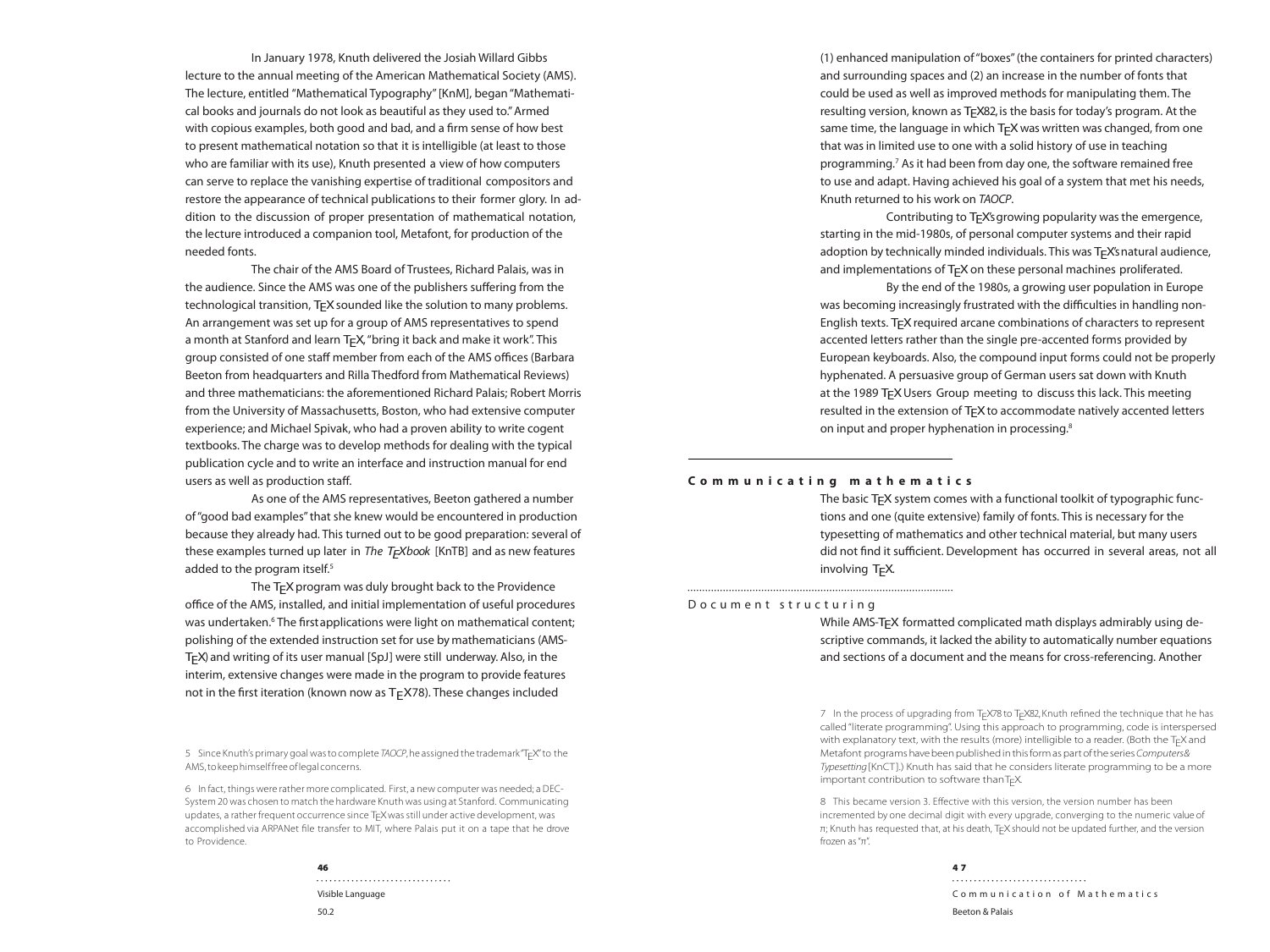In January 1978, Knuth delivered the Josiah Willard Gibbs lecture to the annual meeting of the American Mathematical Society (AMS). The lecture, entitled "Mathematical Typography" [KnM], began "Mathematical books and journals do not look as beautiful as they used to." Armed with copious examples, both good and bad, and a firm sense of how best to present mathematical notation so that it is intelligible (at least to those who are familiar with its use), Knuth presented a view of how computers can serve to replace the vanishing expertise of traditional compositors and restore the appearance of technical publications to their former glory. In addition to the discussion of proper presentation of mathematical notation, the lecture introduced a companion tool, Metafont, for production of the needed fonts.

The chair of the AMS Board of Trustees, Richard Palais, was in the audience. Since the AMS was one of the publishers suffering from the technological transition, TEX sounded like the solution to many problems. An arrangement was set up for a group of AMS representatives to spend a month at Stanford and learn TEX, "bring it back and make it work". This group consisted of one staff member from each of the AMS offices (Barbara Beeton from headquarters and Rilla Thedford from Mathematical Reviews) and three mathematicians: the aforementioned Richard Palais; Robert Morris from the University of Massachusetts, Boston, who had extensive computer experience; and Michael Spivak, who had a proven ability to write cogent textbooks. The charge was to develop methods for dealing with the typical publication cycle and to write an interface and instruction manual for end users as well as production staff.

As one of the AMS representatives, Beeton gathered a number of "good bad examples" that she knew would be encountered in production because they already had. This turned out to be good preparation: several of these examples turned up later in *The TEXbook* [KnTB] and as new features added to the program itself.[5]

The TEX program was duly brought back to the Providence office of the AMS, installed, and initial implementation of useful procedures was undertaken.[6] The first applications were light on mathematical content; polishing of the extended instruction set for use by mathematicians (AMS-TEX) and writing of its user manual [SpJ] were still underway. Also, in the interim, extensive changes were made in the program to provide features not in the first iteration (known now as TEX78). These changes included (1) enhanced manipulation of "boxes" (the containers for printed characters) and surrounding spaces and (2) an increase in the number of fonts that could be used as well as improved methods for manipulating them. The resulting version, known as TEX82, is the basis for today's program. At the same time, the language in which TEX was written was changed, from one that was in limited use to one with a solid history of use in teaching programming.[7] As it had been from day one, the software remained free to use and adapt. Having achieved his goal of a system that met his needs, Knuth returned to his work on *TAOCP*.

Contributing to TEX's growing popularity was the emergence, starting in the mid-1980s, of personal computer systems and their rapid adoption by technically minded individuals. This was TEX's natural audience, and implementations of TEX on these personal machines proliferated.

By the end of the 1980s, a growing user population in Europe was becoming increasingly frustrated with the difficulties in handling non-English texts. TEX required arcane combinations of characters to represent accented letters rather than the single pre-accented forms provided by European keyboards. Also, the compound input forms could not be properly hyphenated. A persuasive group of German users sat down with Knuth at the 1989 TEX Users Group meeting to discuss this lack. This meeting resulted in the extension of TEX to accommodate natively accented letters on input and proper hyphenation in processing.[8]

## Communicating mathematics

The basic TEX system comes with a functional toolkit of typographic functions and one (quite extensive) family of fonts. This is necessary for the typesetting of mathematics and other technical material, but many users did not find it sufficient. Development has occurred in several areas, not all involving TEX.

### Document structuring

While AMS-TEX formatted complicated math displays admirably using descriptive commands, it lacked the ability to automatically number equations and sections of a document and the means for cross-referencing. Another

5 Since Knuth's primary goal was to complete *TAOCP*, he assigned the trademark "TEX" to the AMS, to keep himself free of legal concerns.

6 In fact, things were rather more complicated. First, a new computer was needed; a DEC-System 20 was chosen to match the hardware Knuth was using at Stanford. Communicating updates, a rather frequent occurrence since TEX was still under active development, was accomplished via ARPANet file transfer to MIT, where Palais put it on a tape that he drove to Providence.

7 In the process of upgrading from TEX78 to TEX82, Knuth refined the technique that he has called "literate programming". Using this approach to programming, code is interspersed with explanatory text, with the results (more) intelligible to a reader. (Both the TEX and Metafont programs have been published in this form as part of the series *Computers & Typesetting* [KnCT].) Knuth has said that he considers literate programming to be a more important contribution to software than TEX.

8 This became version 3. Effective with this version, the version number has been incremented by one decimal digit with every upgrade, converging to the numeric value of $\pi$; Knuth has requested that, at his death, TEX should not be updated further, and the version frozen as "$\pi$".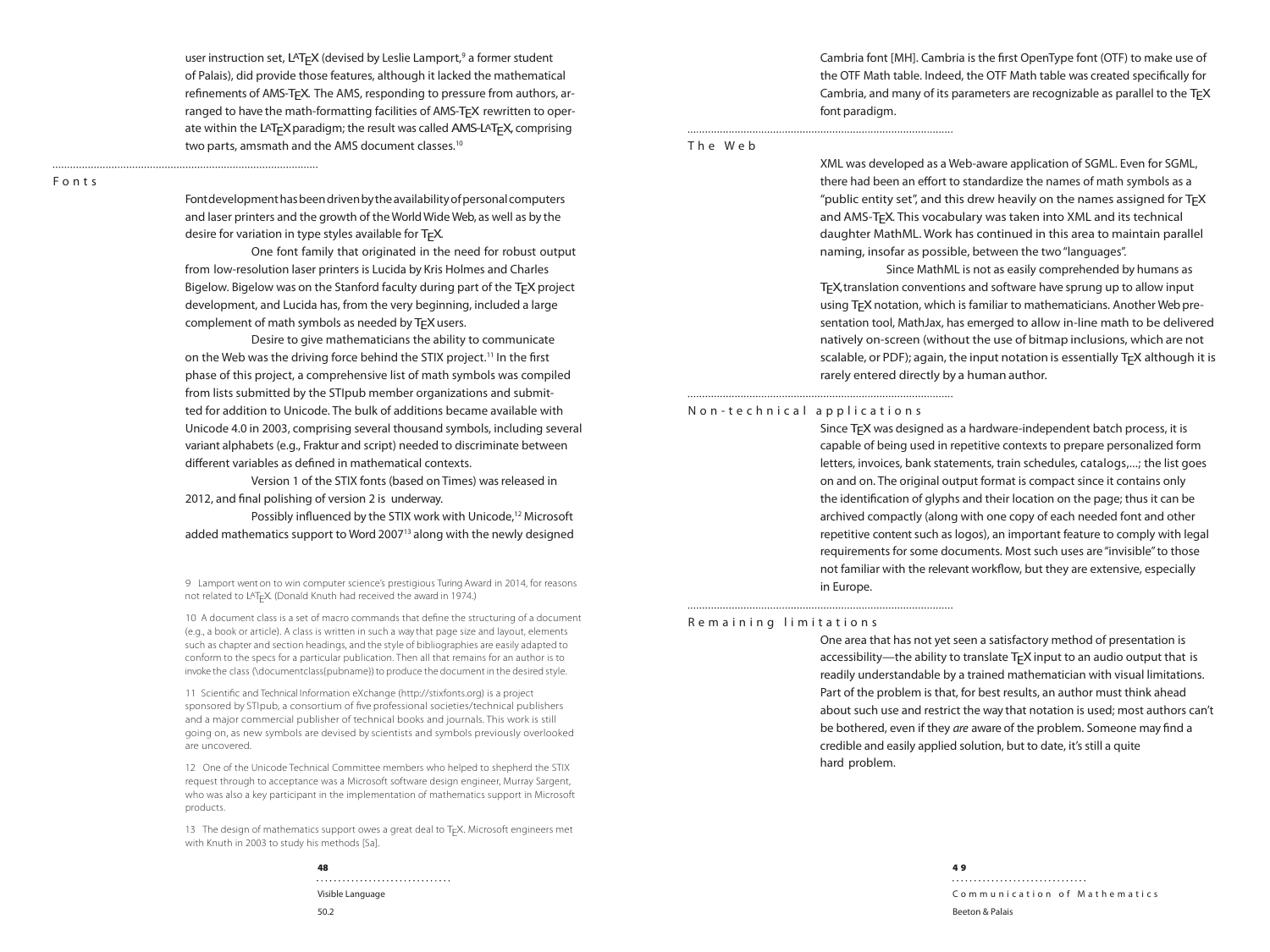user instruction set, LaTeX (devised by Leslie Lamport,[9] a former student of Palais), did provide those features, although it lacked the mathematical refinements of AMS-TeX. The AMS, responding to pressure from authors, arranged to have the math-formatting facilities of AMS-TeX rewritten to operate within the LaTeX paradigm; the result was called AMS-LaTeX, comprising two parts, amsmath and the AMS document classes.[10]

## Fonts

Font development has been driven by the availability of personal computers and laser printers and the growth of the World Wide Web, as well as by the desire for variation in type styles available for TeX.

One font family that originated in the need for robust output from low-resolution laser printers is Lucida by Kris Holmes and Charles Bigelow. Bigelow was on the Stanford faculty during part of the TeX project development, and Lucida has, from the very beginning, included a large complement of math symbols as needed by TeX users.

Desire to give mathematicians the ability to communicate on the Web was the driving force behind the STIX project.[11] In the first phase of this project, a comprehensive list of math symbols was compiled from lists submitted by the STIpub member organizations and submitted for addition to Unicode. The bulk of additions became available with Unicode 4.0 in 2003, comprising several thousand symbols, including several variant alphabets (e.g., Fraktur and script) needed to discriminate between different variables as defined in mathematical contexts.

Version 1 of the STIX fonts (based on Times) was released in 2012, and final polishing of version 2 is underway.

Possibly influenced by the STIX work with Unicode,[12] Microsoft added mathematics support to Word 2007[13] along with the newly designed Cambria font [MH]. Cambria is the first OpenType font (OTF) to make use of the OTF Math table. Indeed, the OTF Math table was created specifically for Cambria, and many of its parameters are recognizable as parallel to the TeX font paradigm.

## The Web

XML was developed as a Web-aware application of SGML. Even for SGML, there had been an effort to standardize the names of math symbols as a "public entity set", and this drew heavily on the names assigned for TeX and AMS-TeX. This vocabulary was taken into XML and its technical daughter MathML. Work has continued in this area to maintain parallel naming, insofar as possible, between the two "languages".

Since MathML is not as easily comprehended by humans as TeX, translation conventions and software have sprung up to allow input using TeX notation, which is familiar to mathematicians. Another Web presentation tool, MathJax, has emerged to allow in-line math to be delivered natively on-screen (without the use of bitmap inclusions, which are not scalable, or PDF); again, the input notation is essentially TeX although it is rarely entered directly by a human author.

## Non-technical applications

Since TeX was designed as a hardware-independent batch process, it is capable of being used in repetitive contexts to prepare personalized form letters, invoices, bank statements, train schedules, catalogs,...; the list goes on and on. The original output format is compact since it contains only the identification of glyphs and their location on the page; thus it can be archived compactly (along with one copy of each needed font and other repetitive content such as logos), an important feature to comply with legal requirements for some documents. Most such uses are "invisible" to those not familiar with the relevant workflow, but they are extensive, especially in Europe.

## Remaining limitations

One area that has not yet seen a satisfactory method of presentation is accessibility—the ability to translate TeX input to an audio output that is readily understandable by a trained mathematician with visual limitations. Part of the problem is that, for best results, an author must think ahead about such use and restrict the way that notation is used; most authors can't be bothered, even if they *are* aware of the problem. Someone may find a credible and easily applied solution, but to date, it's still a quite hard problem.

---

9 Lamport went on to win computer science's prestigious Turing Award in 2014, for reasons not related to LaTeX. (Donald Knuth had received the award in 1974.)

10 A document class is a set of macro commands that define the structuring of a document (e.g., a book or article). A class is written in such a way that page size and layout, elements such as chapter and section headings, and the style of bibliographies are easily adapted to conform to the specs for a particular publication. Then all that remains for an author is to invoke the class (\documentclass{pubname}) to produce the document in the desired style.

11 Scientific and Technical Information eXchange (http://stixfonts.org) is a project sponsored by STIpub, a consortium of five professional societies/technical publishers and a major commercial publisher of technical books and journals. This work is still going on, as new symbols are devised by scientists and symbols previously overlooked are uncovered.

12 One of the Unicode Technical Committee members who helped to shepherd the STIX request through to acceptance was a Microsoft software design engineer, Murray Sargent, who was also a key participant in the implementation of mathematics support in Microsoft products.

13 The design of mathematics support owes a great deal to TeX. Microsoft engineers met with Knuth in 2003 to study his methods [Sa].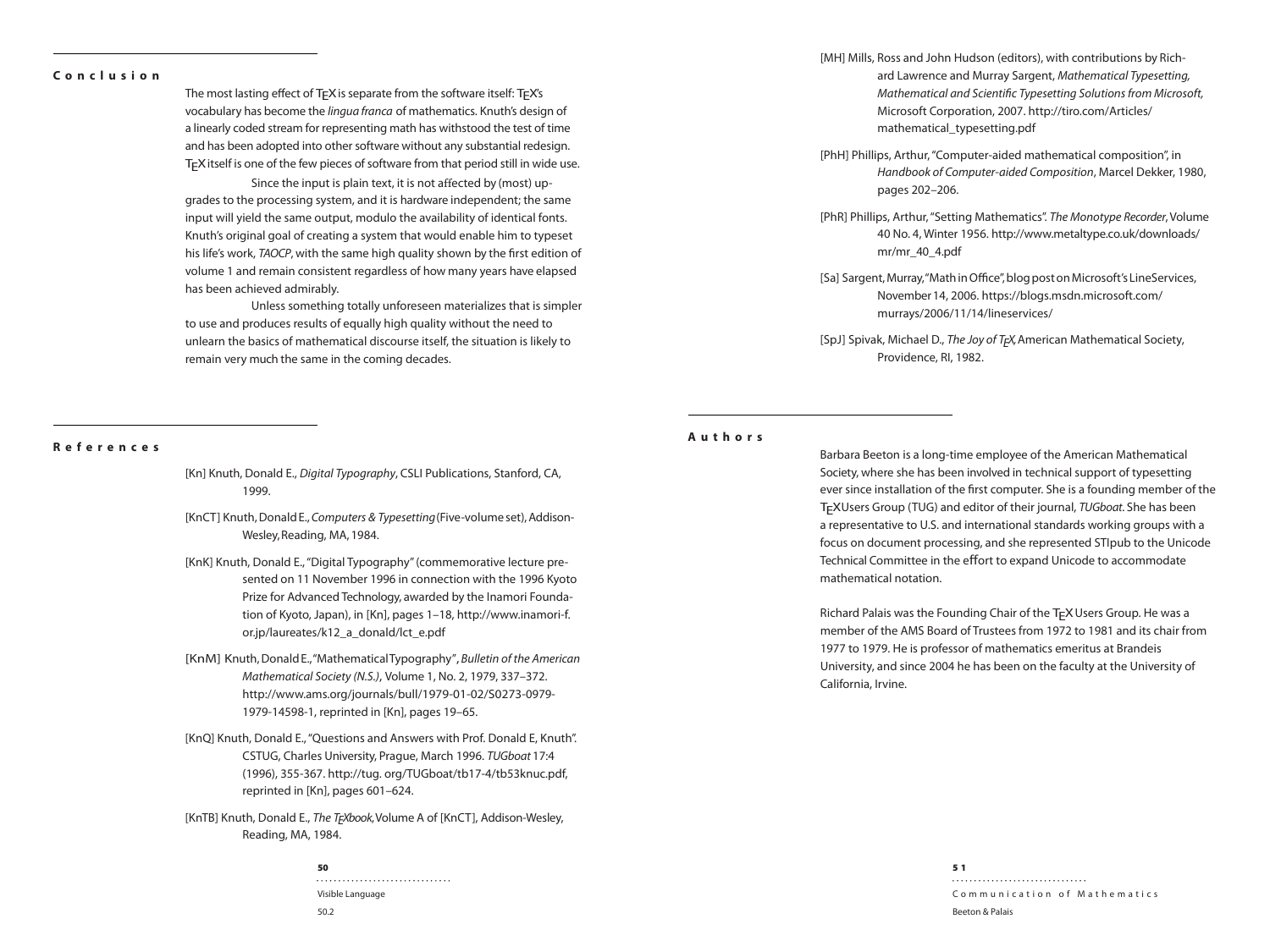## Conclusion

The most lasting effect of TEX is separate from the software itself: TEX's vocabulary has become the *lingua franca* of mathematics. Knuth's design of a linearly coded stream for representing math has withstood the test of time and has been adopted into other software without any substantial redesign. TEX itself is one of the few pieces of software from that period still in wide use.

Since the input is plain text, it is not affected by (most) upgrades to the processing system, and it is hardware independent; the same input will yield the same output, modulo the availability of identical fonts. Knuth's original goal of creating a system that would enable him to typeset his life's work, *TAOCP*, with the same high quality shown by the first edition of volume 1 and remain consistent regardless of how many years have elapsed has been achieved admirably.

Unless something totally unforeseen materializes that is simpler to use and produces results of equally high quality without the need to unlearn the basics of mathematical discourse itself, the situation is likely to remain very much the same in the coming decades.

## References

[Kn] Knuth, Donald E., *Digital Typography*, CSLI Publications, Stanford, CA, 1999.

[KnCT] Knuth, Donald E., *Computers & Typesetting* (Five-volume set), Addison-Wesley, Reading, MA, 1984.

[KnK] Knuth, Donald E., "Digital Typography" (commemorative lecture presented on 11 November 1996 in connection with the 1996 Kyoto Prize for Advanced Technology, awarded by the Inamori Foundation of Kyoto, Japan), in [Kn], pages 1–18, http://www.inamori-f.or.jp/laureates/k12_a_donald/lct_e.pdf

[KnM] Knuth, Donald E., "Mathematical Typography", *Bulletin of the American Mathematical Society (N.S.)*, Volume 1, No. 2, 1979, 337–372. http://www.ams.org/journals/bull/1979-01-02/S0273-0979-1979-14598-1, reprinted in [Kn], pages 19–65.

[KnQ] Knuth, Donald E., "Questions and Answers with Prof. Donald E, Knuth". CSTUG, Charles University, Prague, March 1996. *TUGboat* 17:4 (1996), 355-367. http://tug. org/TUGboat/tb17-4/tb53knuc.pdf, reprinted in [Kn], pages 601–624.

[KnTB] Knuth, Donald E., *The TEXbook*, Volume A of [KnCT], Addison-Wesley, Reading, MA, 1984.

[MH] Mills, Ross and John Hudson (editors), with contributions by Richard Lawrence and Murray Sargent, *Mathematical Typesetting, Mathematical and Scientific Typesetting Solutions from Microsoft*, Microsoft Corporation, 2007. http://tiro.com/Articles/mathematical_typesetting.pdf

[PhH] Phillips, Arthur, "Computer-aided mathematical composition", in *Handbook of Computer-aided Composition*, Marcel Dekker, 1980, pages 202–206.

[PhR] Phillips, Arthur, "Setting Mathematics". *The Monotype Recorder*, Volume 40 No. 4, Winter 1956. http://www.metaltype.co.uk/downloads/mr/mr_40_4.pdf

[Sa] Sargent, Murray, "Math in Office", blog post on Microsoft's LineServices, November 14, 2006. https://blogs.msdn.microsoft.com/murrays/2006/11/14/lineservices/

[SpJ] Spivak, Michael D., *The Joy of TEX*, American Mathematical Society, Providence, RI, 1982.

## Authors

Barbara Beeton is a long-time employee of the American Mathematical Society, where she has been involved in technical support of typesetting ever since installation of the first computer. She is a founding member of the TEX Users Group (TUG) and editor of their journal, *TUGboat*. She has been a representative to U.S. and international standards working groups with a focus on document processing, and she represented STIpub to the Unicode Technical Committee in the effort to expand Unicode to accommodate mathematical notation.

Richard Palais was the Founding Chair of the TEX Users Group. He was a member of the AMS Board of Trustees from 1972 to 1981 and its chair from 1977 to 1979. He is professor of mathematics emeritus at Brandeis University, and since 2004 he has been on the faculty at the University of California, Irvine.